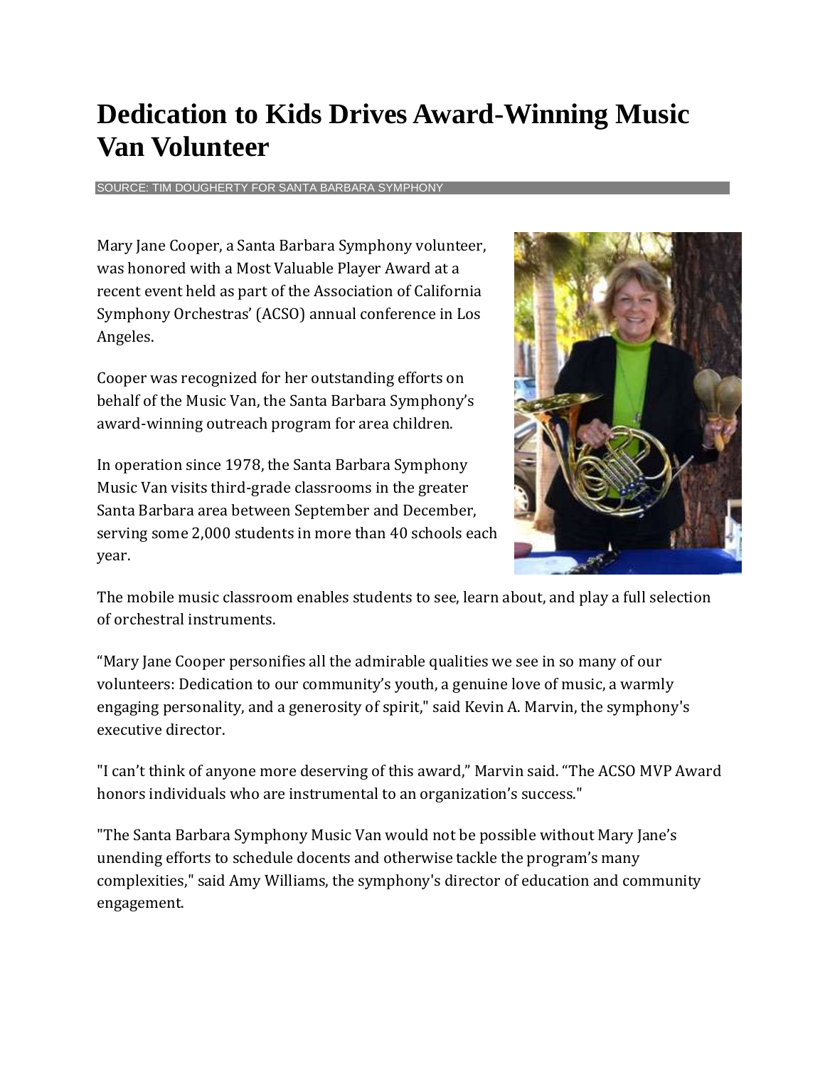# Dedication to Kids Drives Award-Winning Music Van Volunteer

SOURCE: TIM DOUGHERTY FOR SANTA BARBARA SYMPHONY

Mary Jane Cooper, a Santa Barbara Symphony volunteer, was honored with a Most Valuable Player Award at a recent event held as part of the Association of California Symphony Orchestras' (ACSO) annual conference in Los Angeles.

Cooper was recognized for her outstanding efforts on behalf of the Music Van, the Santa Barbara Symphony's award-winning outreach program for area children.

In operation since 1978, the Santa Barbara Symphony Music Van visits third-grade classrooms in the greater Santa Barbara area between September and December, serving some 2,000 students in more than 40 schools each year.

The mobile music classroom enables students to see, learn about, and play a full selection of orchestral instruments.

"Mary Jane Cooper personifies all the admirable qualities we see in so many of our volunteers: Dedication to our community's youth, a genuine love of music, a warmly engaging personality, and a generosity of spirit," said Kevin A. Marvin, the symphony's executive director.

"I can't think of anyone more deserving of this award," Marvin said. "The ACSO MVP Award honors individuals who are instrumental to an organization's success."

"The Santa Barbara Symphony Music Van would not be possible without Mary Jane's unending efforts to schedule docents and otherwise tackle the program's many complexities," said Amy Williams, the symphony's director of education and community engagement.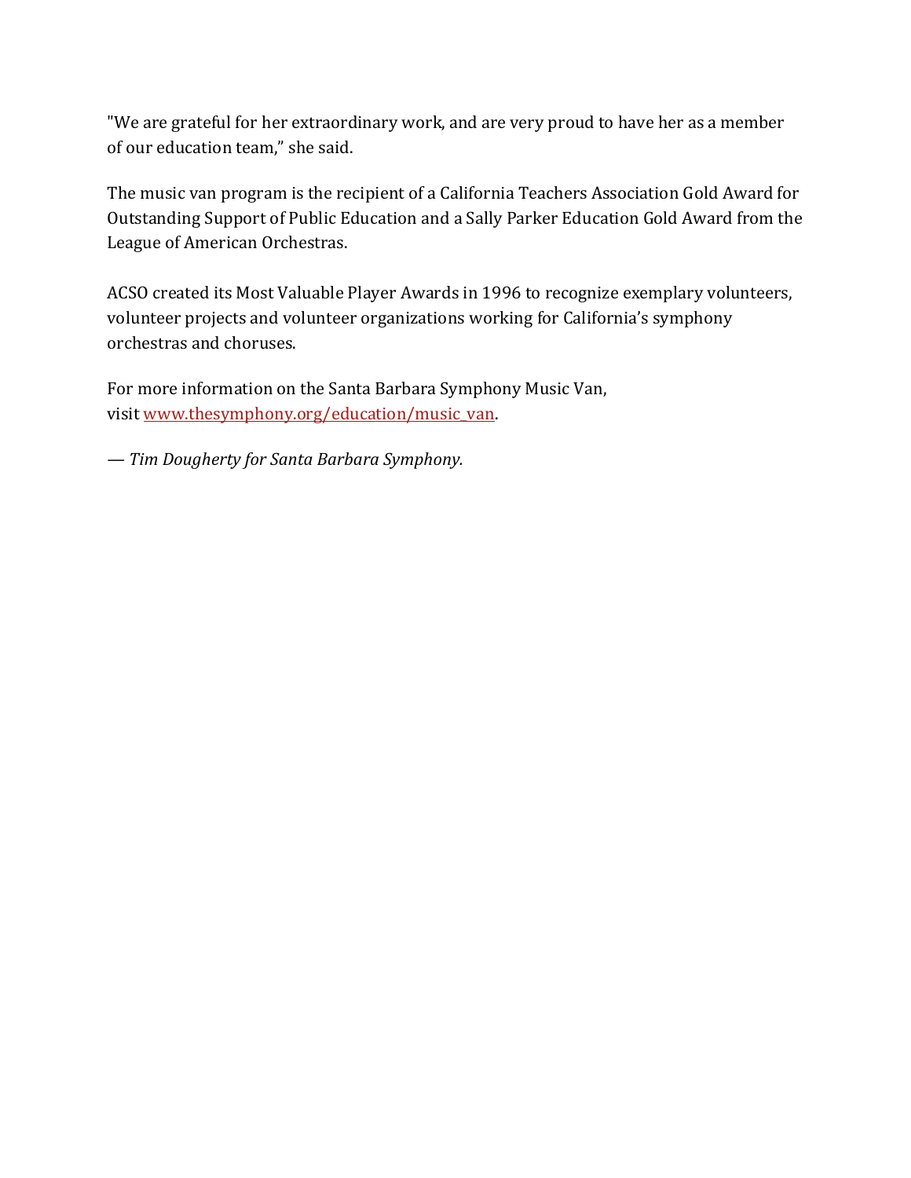"We are grateful for her extraordinary work, and are very proud to have her as a member of our education team," she said.

The music van program is the recipient of a California Teachers Association Gold Award for Outstanding Support of Public Education and a Sally Parker Education Gold Award from the League of American Orchestras.

ACSO created its Most Valuable Player Awards in 1996 to recognize exemplary volunteers, volunteer projects and volunteer organizations working for California's symphony orchestras and choruses.

For more information on the Santa Barbara Symphony Music Van, visit [www.thesymphony.org/education/music_van](www.thesymphony.org/education/music_van).

— *Tim Dougherty for Santa Barbara Symphony.*